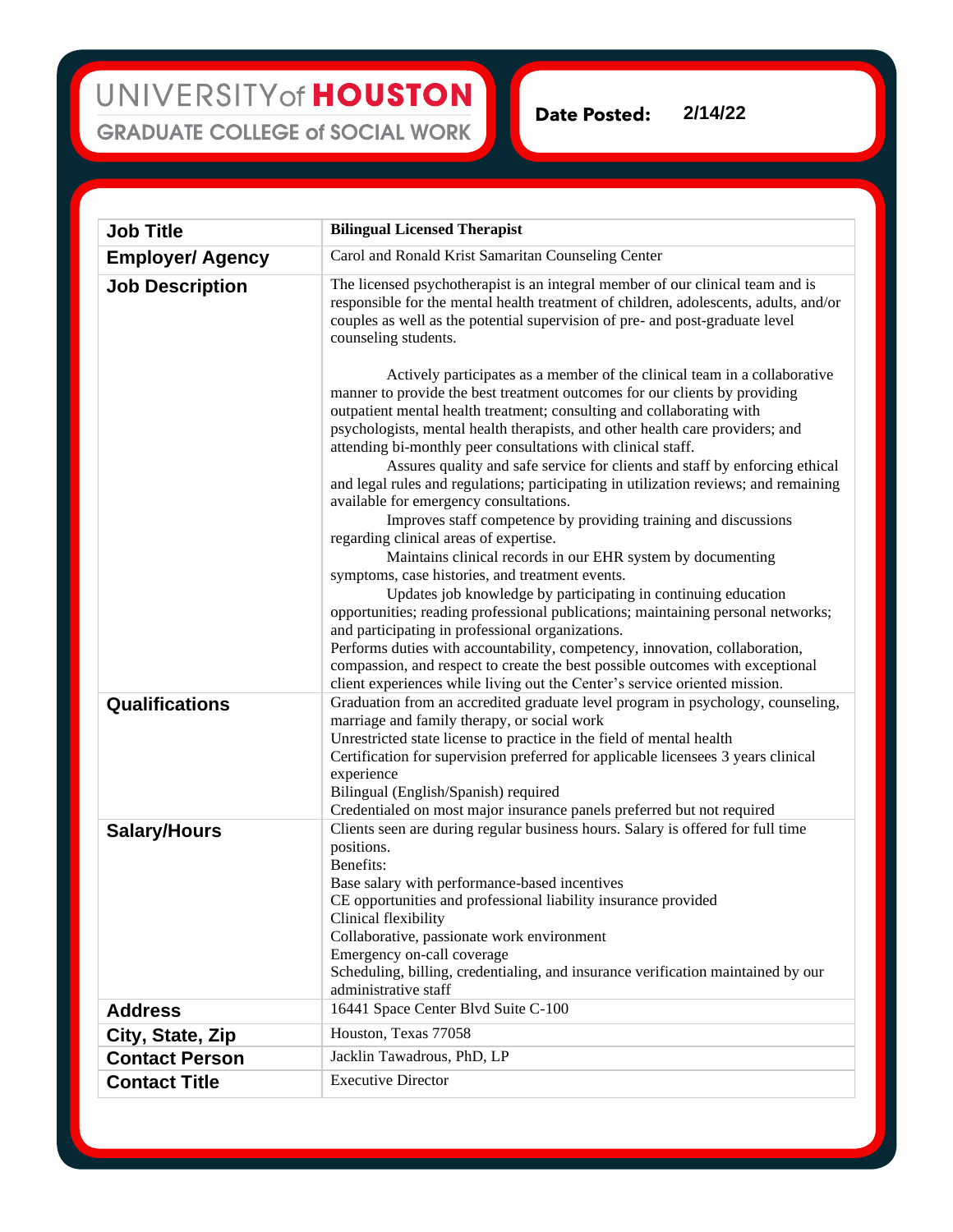UNIVERSITY of HOUSTON
GRADUATE COLLEGE of SOCIAL WORK

**Date Posted:** 2/14/22

| | |
|---|---|
| **Job Title** | **Bilingual Licensed Therapist** |
| **Employer/ Agency** | Carol and Ronald Krist Samaritan Counseling Center |
| **Job Description** | The licensed psychotherapist is an integral member of our clinical team and is responsible for the mental health treatment of children, adolescents, adults, and/or couples as well as the potential supervision of pre- and post-graduate level counseling students.<br><br>Actively participates as a member of the clinical team in a collaborative manner to provide the best treatment outcomes for our clients by providing outpatient mental health treatment; consulting and collaborating with psychologists, mental health therapists, and other health care providers; and attending bi-monthly peer consultations with clinical staff.<br>Assures quality and safe service for clients and staff by enforcing ethical and legal rules and regulations; participating in utilization reviews; and remaining available for emergency consultations.<br>Improves staff competence by providing training and discussions regarding clinical areas of expertise.<br>Maintains clinical records in our EHR system by documenting symptoms, case histories, and treatment events.<br>Updates job knowledge by participating in continuing education opportunities; reading professional publications; maintaining personal networks; and participating in professional organizations.<br>Performs duties with accountability, competency, innovation, collaboration, compassion, and respect to create the best possible outcomes with exceptional client experiences while living out the Center's service oriented mission. |
| **Qualifications** | Graduation from an accredited graduate level program in psychology, counseling, marriage and family therapy, or social work<br>Unrestricted state license to practice in the field of mental health<br>Certification for supervision preferred for applicable licensees 3 years clinical experience<br>Bilingual (English/Spanish) required<br>Credentialed on most major insurance panels preferred but not required |
| **Salary/Hours** | Clients seen are during regular business hours. Salary is offered for full time positions.<br>Benefits:<br>Base salary with performance-based incentives<br>CE opportunities and professional liability insurance provided<br>Clinical flexibility<br>Collaborative, passionate work environment<br>Emergency on-call coverage<br>Scheduling, billing, credentialing, and insurance verification maintained by our administrative staff |
| **Address** | 16441 Space Center Blvd Suite C-100 |
| **City, State, Zip** | Houston, Texas 77058 |
| **Contact Person** | Jacklin Tawadrous, PhD, LP |
| **Contact Title** | Executive Director |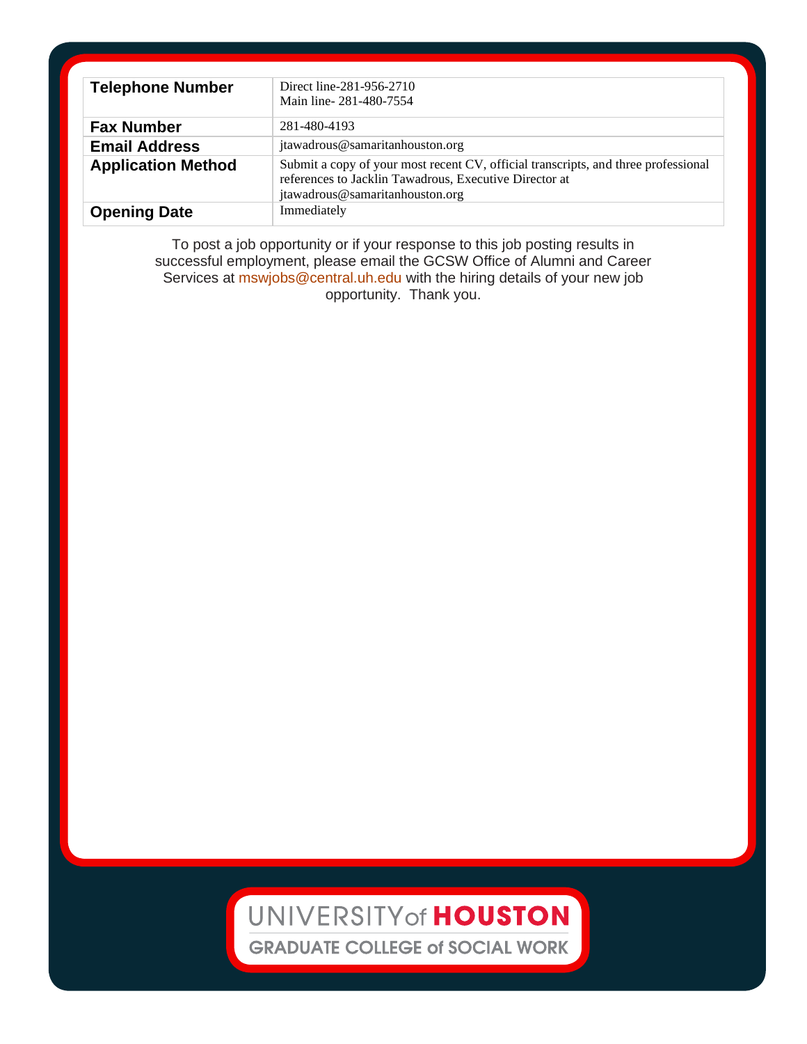| | |
|---|---|
| **Telephone Number** | Direct line-281-956-2710<br>Main line- 281-480-7554 |
| **Fax Number** | 281-480-4193 |
| **Email Address** | jtawadrous@samaritanhouston.org |
| **Application Method** | Submit a copy of your most recent CV, official transcripts, and three professional references to Jacklin Tawadrous, Executive Director at jtawadrous@samaritanhouston.org |
| **Opening Date** | Immediately |

To post a job opportunity or if your response to this job posting results in successful employment, please email the GCSW Office of Alumni and Career Services at mswjobs@central.uh.edu with the hiring details of your new job opportunity. Thank you.

UNIVERSITY of HOUSTON

GRADUATE COLLEGE of SOCIAL WORK